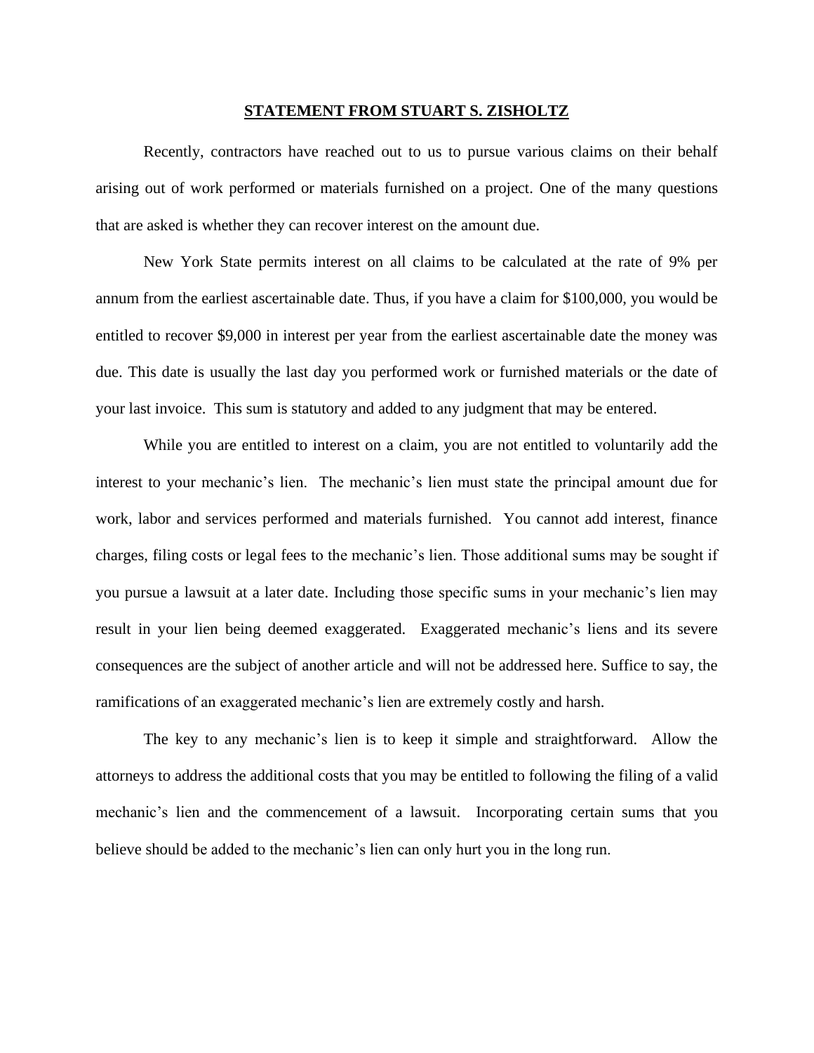# STATEMENT FROM STUART S. ZISHOLTZ

Recently, contractors have reached out to us to pursue various claims on their behalf arising out of work performed or materials furnished on a project. One of the many questions that are asked is whether they can recover interest on the amount due.

New York State permits interest on all claims to be calculated at the rate of 9% per annum from the earliest ascertainable date. Thus, if you have a claim for $100,000, you would be entitled to recover $9,000 in interest per year from the earliest ascertainable date the money was due. This date is usually the last day you performed work or furnished materials or the date of your last invoice. This sum is statutory and added to any judgment that may be entered.

While you are entitled to interest on a claim, you are not entitled to voluntarily add the interest to your mechanic's lien. The mechanic's lien must state the principal amount due for work, labor and services performed and materials furnished. You cannot add interest, finance charges, filing costs or legal fees to the mechanic's lien. Those additional sums may be sought if you pursue a lawsuit at a later date. Including those specific sums in your mechanic's lien may result in your lien being deemed exaggerated. Exaggerated mechanic's liens and its severe consequences are the subject of another article and will not be addressed here. Suffice to say, the ramifications of an exaggerated mechanic's lien are extremely costly and harsh.

The key to any mechanic's lien is to keep it simple and straightforward. Allow the attorneys to address the additional costs that you may be entitled to following the filing of a valid mechanic's lien and the commencement of a lawsuit. Incorporating certain sums that you believe should be added to the mechanic's lien can only hurt you in the long run.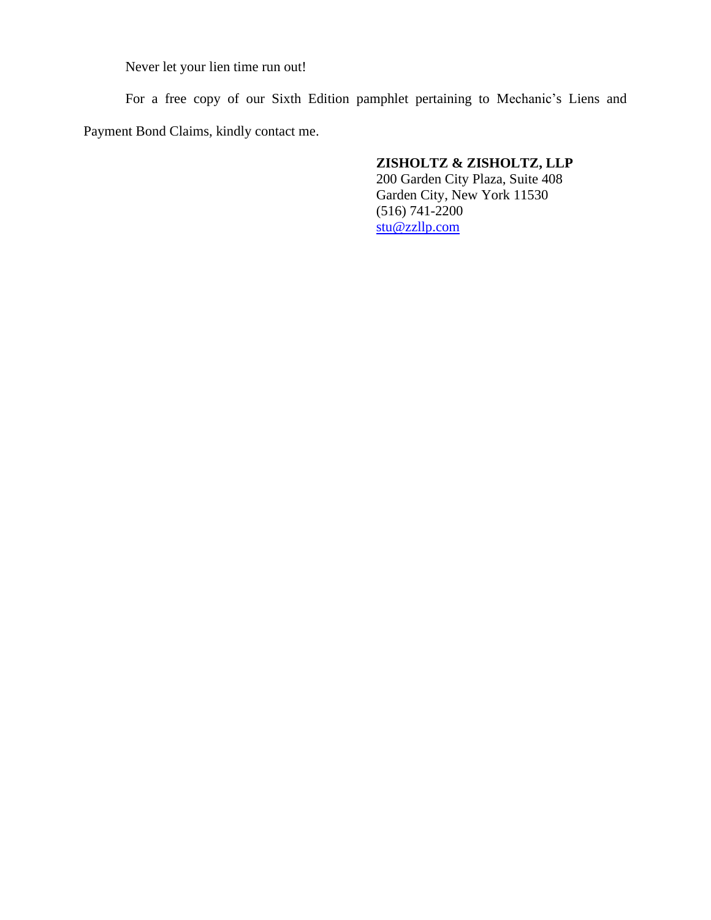Never let your lien time run out!

For a free copy of our Sixth Edition pamphlet pertaining to Mechanic's Liens and Payment Bond Claims, kindly contact me.

**ZISHOLTZ & ZISHOLTZ, LLP**
200 Garden City Plaza, Suite 408
Garden City, New York 11530
(516) 741-2200
stu@zzllp.com